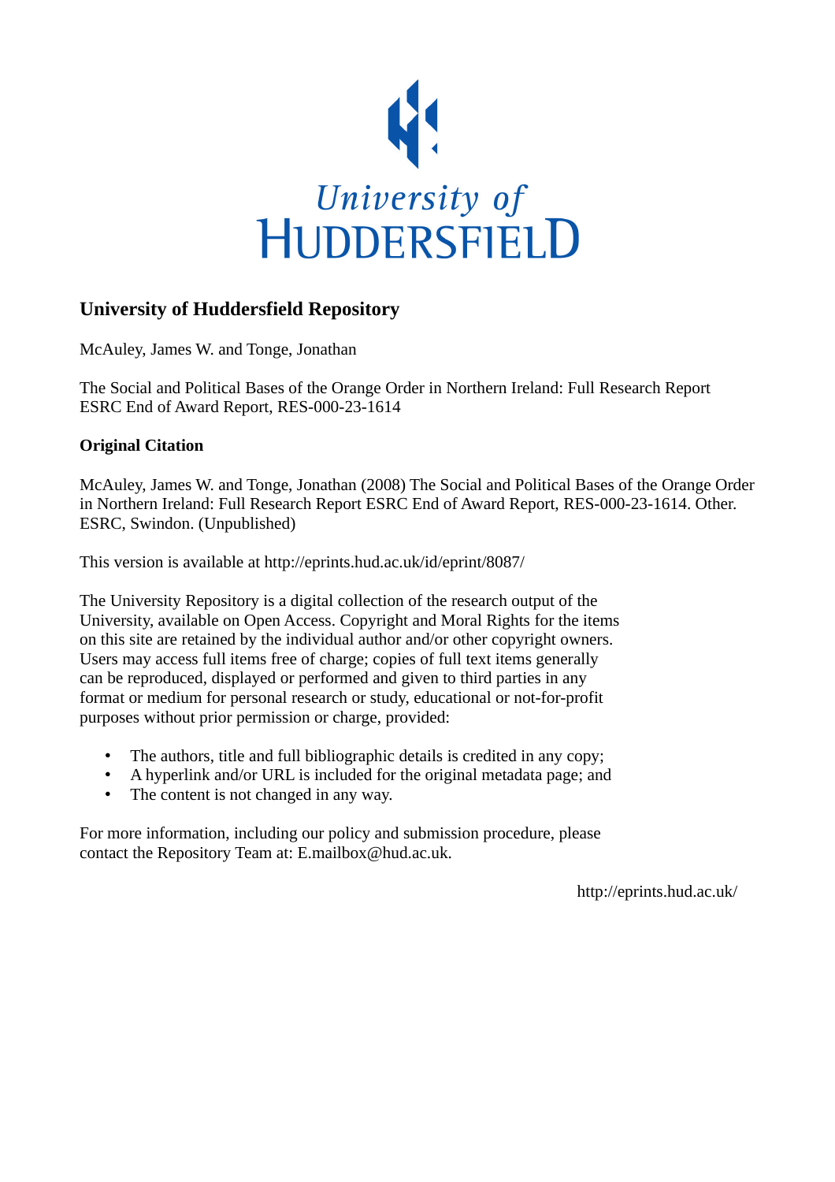University of HUDDERSFIELD

# University of Huddersfield Repository

McAuley, James W. and Tonge, Jonathan

The Social and Political Bases of the Orange Order in Northern Ireland: Full Research Report ESRC End of Award Report, RES-000-23-1614

## Original Citation

McAuley, James W. and Tonge, Jonathan (2008) The Social and Political Bases of the Orange Order in Northern Ireland: Full Research Report ESRC End of Award Report, RES-000-23-1614. Other. ESRC, Swindon. (Unpublished)

This version is available at http://eprints.hud.ac.uk/id/eprint/8087/

The University Repository is a digital collection of the research output of the University, available on Open Access. Copyright and Moral Rights for the items on this site are retained by the individual author and/or other copyright owners. Users may access full items free of charge; copies of full text items generally can be reproduced, displayed or performed and given to third parties in any format or medium for personal research or study, educational or not-for-profit purposes without prior permission or charge, provided:

- The authors, title and full bibliographic details is credited in any copy;
- A hyperlink and/or URL is included for the original metadata page; and
- The content is not changed in any way.

For more information, including our policy and submission procedure, please contact the Repository Team at: E.mailbox@hud.ac.uk.

http://eprints.hud.ac.uk/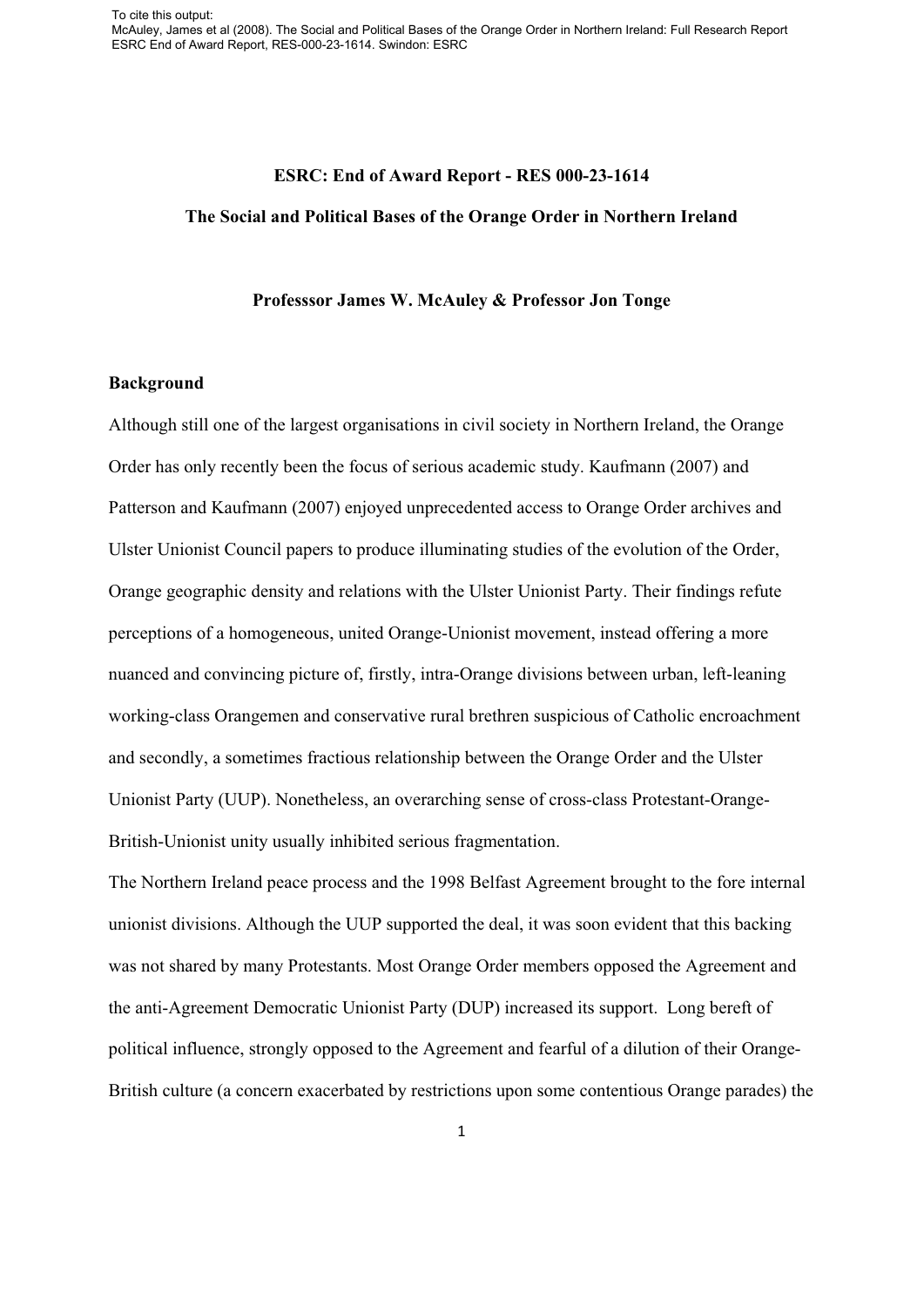To cite this output:
McAuley, James et al (2008). The Social and Political Bases of the Orange Order in Northern Ireland: Full Research Report
ESRC End of Award Report, RES-000-23-1614. Swindon: ESRC

**ESRC: End of Award Report - RES 000-23-1614**

**The Social and Political Bases of the Orange Order in Northern Ireland**

**Professsor James W. McAuley & Professor Jon Tonge**

## Background

Although still one of the largest organisations in civil society in Northern Ireland, the Orange Order has only recently been the focus of serious academic study. Kaufmann (2007) and Patterson and Kaufmann (2007) enjoyed unprecedented access to Orange Order archives and Ulster Unionist Council papers to produce illuminating studies of the evolution of the Order, Orange geographic density and relations with the Ulster Unionist Party. Their findings refute perceptions of a homogeneous, united Orange-Unionist movement, instead offering a more nuanced and convincing picture of, firstly, intra-Orange divisions between urban, left-leaning working-class Orangemen and conservative rural brethren suspicious of Catholic encroachment and secondly, a sometimes fractious relationship between the Orange Order and the Ulster Unionist Party (UUP). Nonetheless, an overarching sense of cross-class Protestant-Orange-British-Unionist unity usually inhibited serious fragmentation.

The Northern Ireland peace process and the 1998 Belfast Agreement brought to the fore internal unionist divisions. Although the UUP supported the deal, it was soon evident that this backing was not shared by many Protestants. Most Orange Order members opposed the Agreement and the anti-Agreement Democratic Unionist Party (DUP) increased its support. Long bereft of political influence, strongly opposed to the Agreement and fearful of a dilution of their Orange-British culture (a concern exacerbated by restrictions upon some contentious Orange parades) the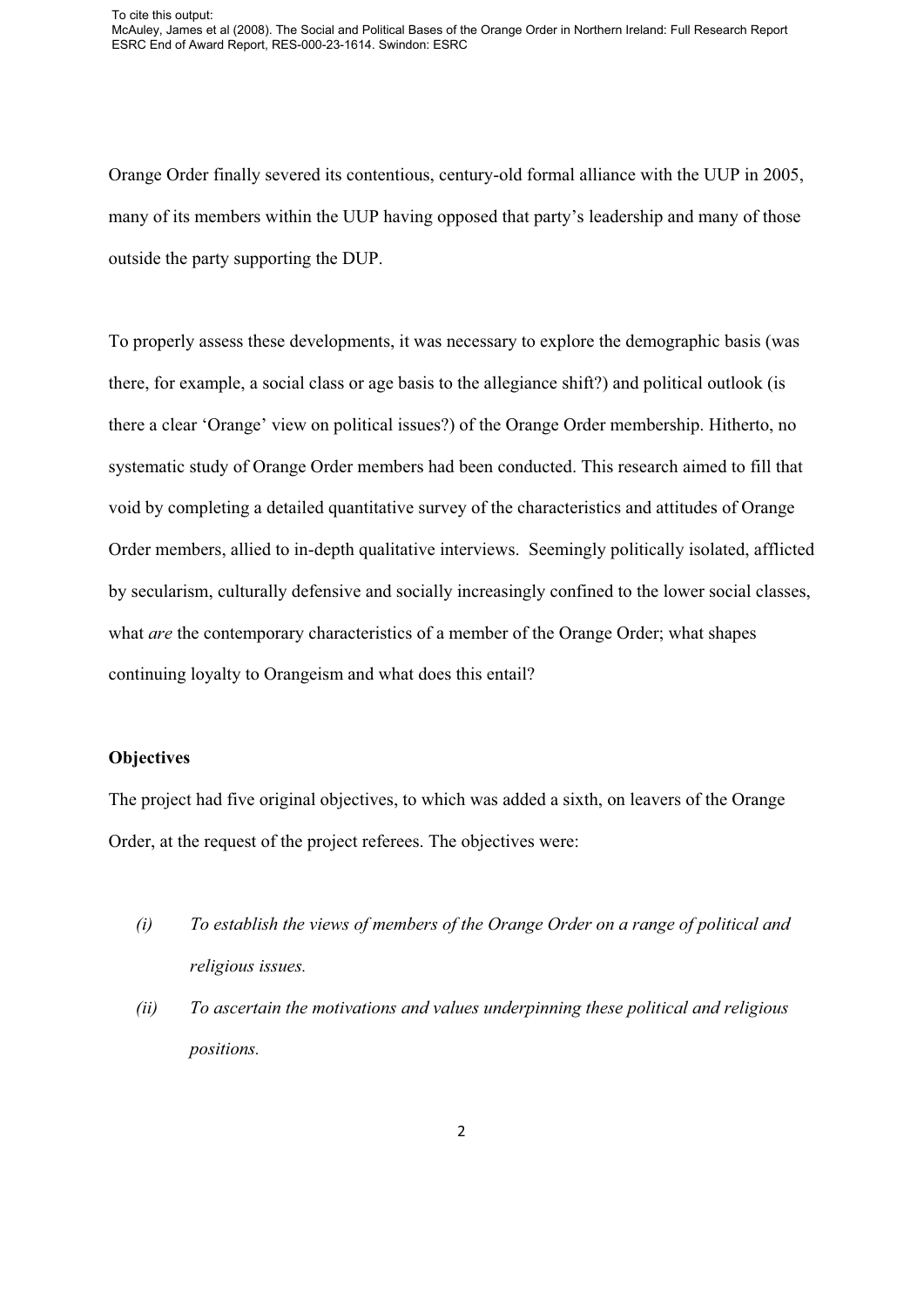Orange Order finally severed its contentious, century-old formal alliance with the UUP in 2005, many of its members within the UUP having opposed that party's leadership and many of those outside the party supporting the DUP.

To properly assess these developments, it was necessary to explore the demographic basis (was there, for example, a social class or age basis to the allegiance shift?) and political outlook (is there a clear 'Orange' view on political issues?) of the Orange Order membership. Hitherto, no systematic study of Orange Order members had been conducted. This research aimed to fill that void by completing a detailed quantitative survey of the characteristics and attitudes of Orange Order members, allied to in-depth qualitative interviews. Seemingly politically isolated, afflicted by secularism, culturally defensive and socially increasingly confined to the lower social classes, what *are* the contemporary characteristics of a member of the Orange Order; what shapes continuing loyalty to Orangeism and what does this entail?

**Objectives**

The project had five original objectives, to which was added a sixth, on leavers of the Orange Order, at the request of the project referees. The objectives were:

- *(i)* *To establish the views of members of the Orange Order on a range of political and religious issues.*
- *(ii)* *To ascertain the motivations and values underpinning these political and religious positions.*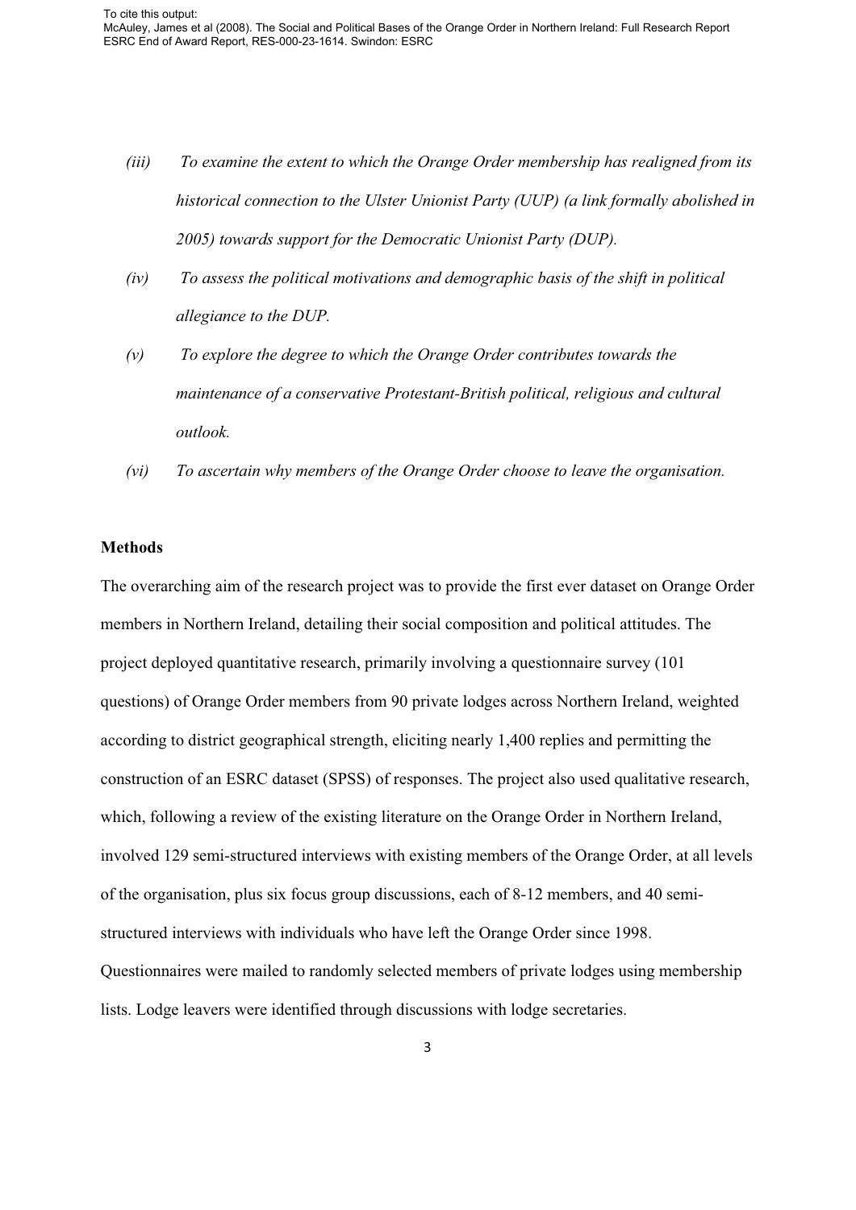*(iii) To examine the extent to which the Orange Order membership has realigned from its historical connection to the Ulster Unionist Party (UUP) (a link formally abolished in 2005) towards support for the Democratic Unionist Party (DUP).*

*(iv) To assess the political motivations and demographic basis of the shift in political allegiance to the DUP.*

*(v) To explore the degree to which the Orange Order contributes towards the maintenance of a conservative Protestant-British political, religious and cultural outlook.*

*(vi) To ascertain why members of the Orange Order choose to leave the organisation.*

**Methods**

The overarching aim of the research project was to provide the first ever dataset on Orange Order members in Northern Ireland, detailing their social composition and political attitudes. The project deployed quantitative research, primarily involving a questionnaire survey (101 questions) of Orange Order members from 90 private lodges across Northern Ireland, weighted according to district geographical strength, eliciting nearly 1,400 replies and permitting the construction of an ESRC dataset (SPSS) of responses. The project also used qualitative research, which, following a review of the existing literature on the Orange Order in Northern Ireland, involved 129 semi-structured interviews with existing members of the Orange Order, at all levels of the organisation, plus six focus group discussions, each of 8-12 members, and 40 semi-structured interviews with individuals who have left the Orange Order since 1998. Questionnaires were mailed to randomly selected members of private lodges using membership lists. Lodge leavers were identified through discussions with lodge secretaries.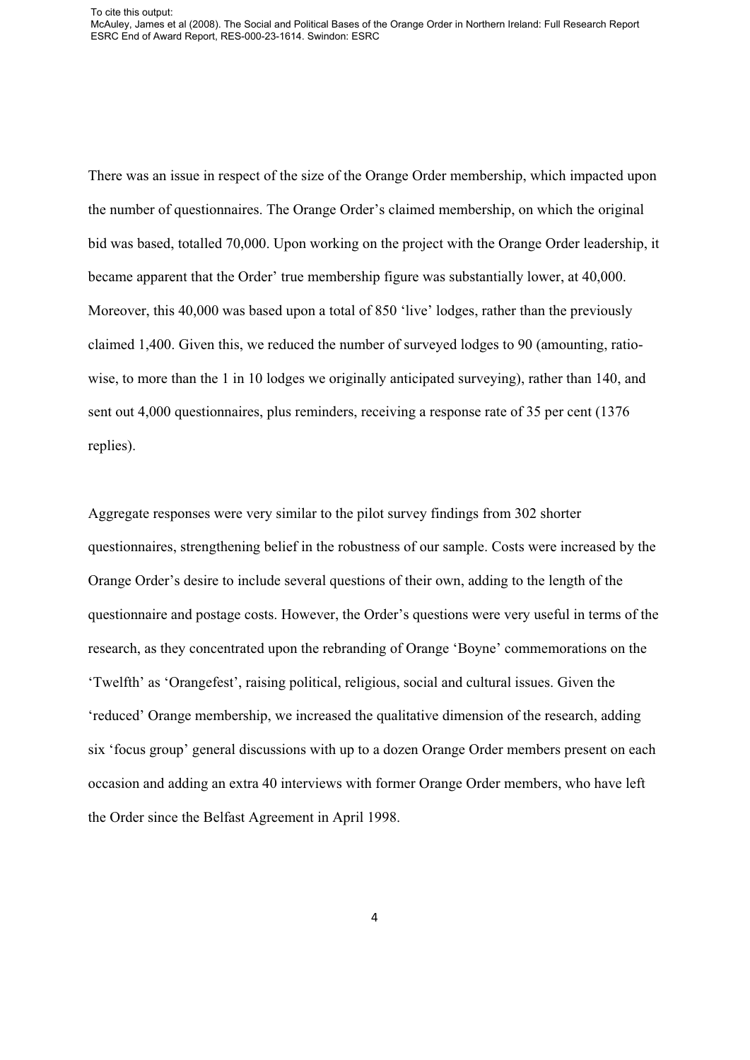There was an issue in respect of the size of the Orange Order membership, which impacted upon the number of questionnaires. The Orange Order's claimed membership, on which the original bid was based, totalled 70,000. Upon working on the project with the Orange Order leadership, it became apparent that the Order' true membership figure was substantially lower, at 40,000. Moreover, this 40,000 was based upon a total of 850 'live' lodges, rather than the previously claimed 1,400. Given this, we reduced the number of surveyed lodges to 90 (amounting, ratio-wise, to more than the 1 in 10 lodges we originally anticipated surveying), rather than 140, and sent out 4,000 questionnaires, plus reminders, receiving a response rate of 35 per cent (1376 replies).

Aggregate responses were very similar to the pilot survey findings from 302 shorter questionnaires, strengthening belief in the robustness of our sample. Costs were increased by the Orange Order's desire to include several questions of their own, adding to the length of the questionnaire and postage costs. However, the Order's questions were very useful in terms of the research, as they concentrated upon the rebranding of Orange 'Boyne' commemorations on the 'Twelfth' as 'Orangefest', raising political, religious, social and cultural issues. Given the 'reduced' Orange membership, we increased the qualitative dimension of the research, adding six 'focus group' general discussions with up to a dozen Orange Order members present on each occasion and adding an extra 40 interviews with former Orange Order members, who have left the Order since the Belfast Agreement in April 1998.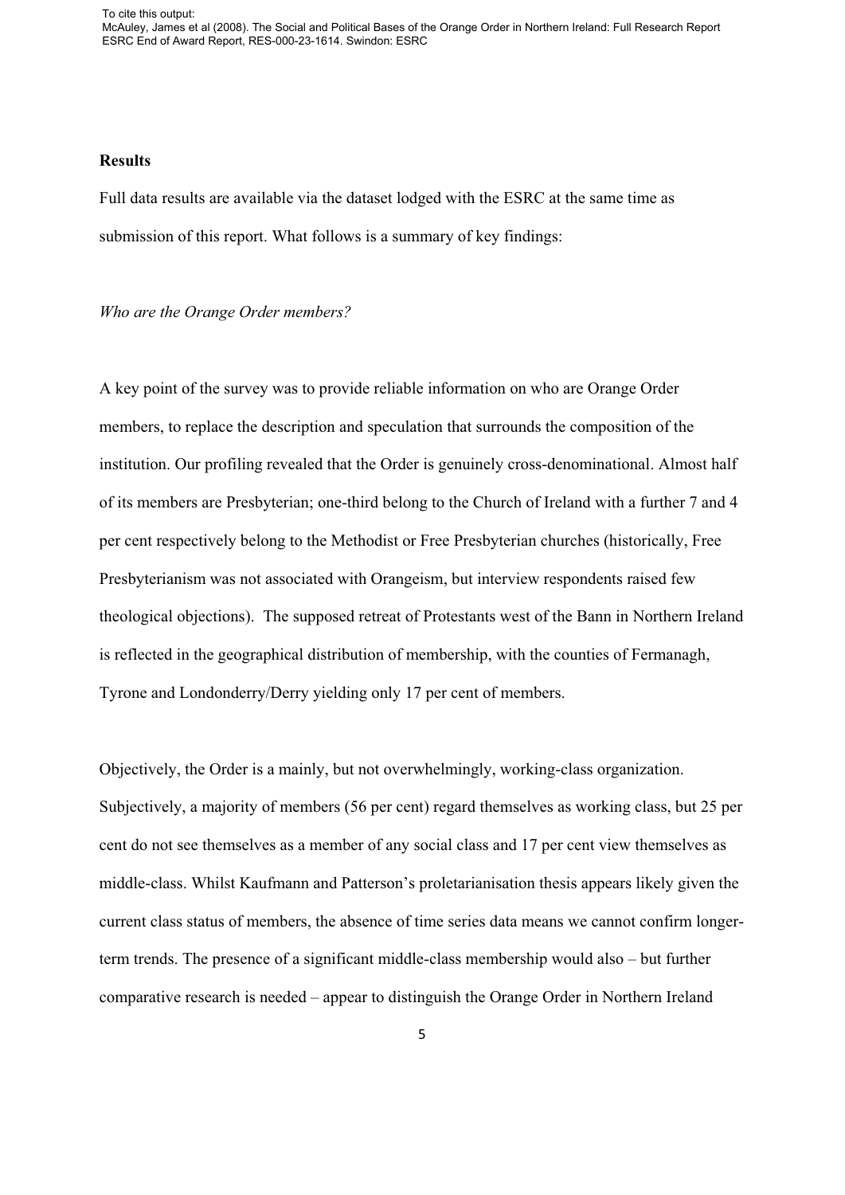**Results**

Full data results are available via the dataset lodged with the ESRC at the same time as submission of this report. What follows is a summary of key findings:

*Who are the Orange Order members?*

A key point of the survey was to provide reliable information on who are Orange Order members, to replace the description and speculation that surrounds the composition of the institution. Our profiling revealed that the Order is genuinely cross-denominational. Almost half of its members are Presbyterian; one-third belong to the Church of Ireland with a further 7 and 4 per cent respectively belong to the Methodist or Free Presbyterian churches (historically, Free Presbyterianism was not associated with Orangeism, but interview respondents raised few theological objections). The supposed retreat of Protestants west of the Bann in Northern Ireland is reflected in the geographical distribution of membership, with the counties of Fermanagh, Tyrone and Londonderry/Derry yielding only 17 per cent of members.

Objectively, the Order is a mainly, but not overwhelmingly, working-class organization. Subjectively, a majority of members (56 per cent) regard themselves as working class, but 25 per cent do not see themselves as a member of any social class and 17 per cent view themselves as middle-class. Whilst Kaufmann and Patterson's proletarianisation thesis appears likely given the current class status of members, the absence of time series data means we cannot confirm longer-term trends. The presence of a significant middle-class membership would also – but further comparative research is needed – appear to distinguish the Orange Order in Northern Ireland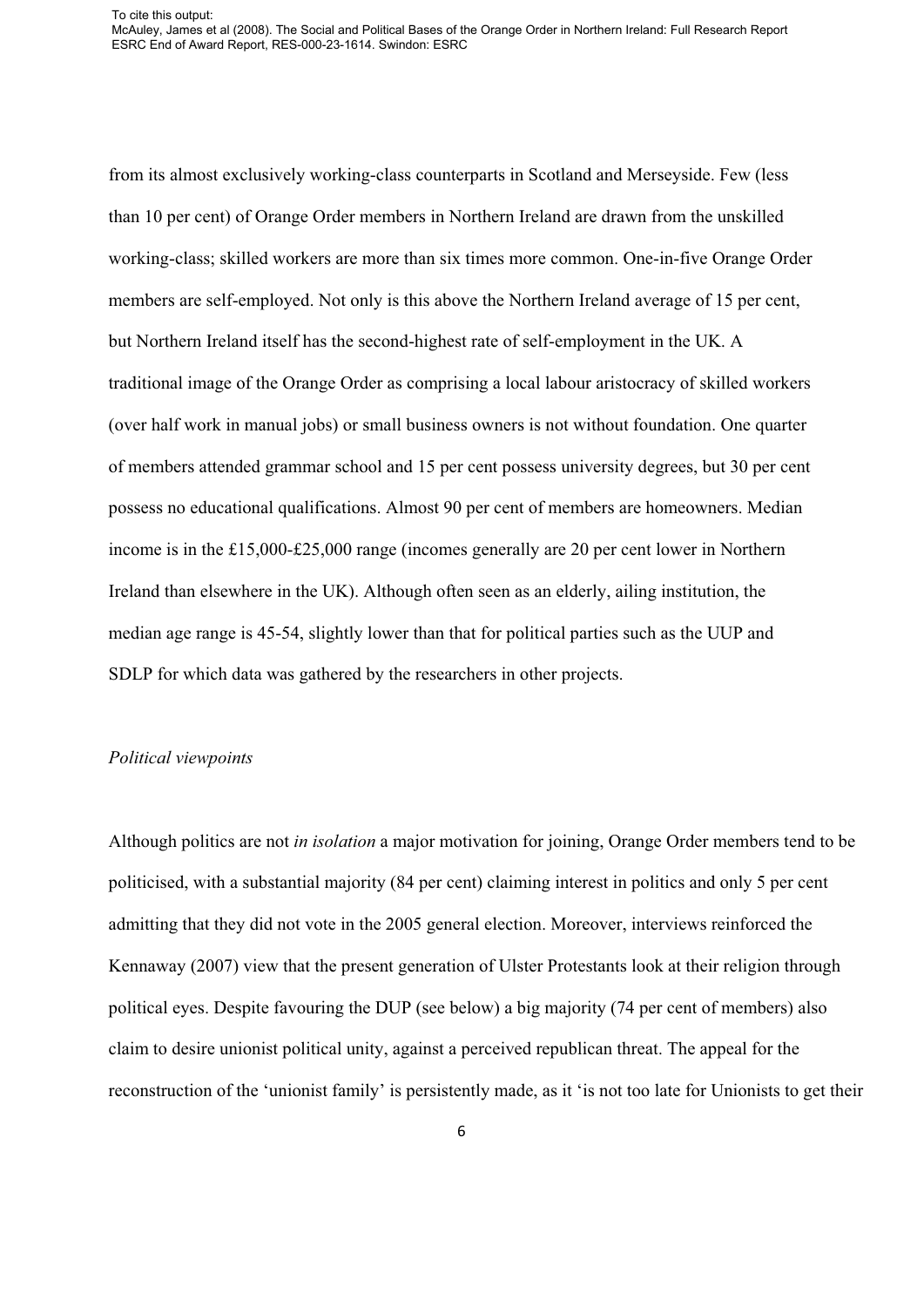from its almost exclusively working-class counterparts in Scotland and Merseyside. Few (less than 10 per cent) of Orange Order members in Northern Ireland are drawn from the unskilled working-class; skilled workers are more than six times more common. One-in-five Orange Order members are self-employed. Not only is this above the Northern Ireland average of 15 per cent, but Northern Ireland itself has the second-highest rate of self-employment in the UK. A traditional image of the Orange Order as comprising a local labour aristocracy of skilled workers (over half work in manual jobs) or small business owners is not without foundation. One quarter of members attended grammar school and 15 per cent possess university degrees, but 30 per cent possess no educational qualifications. Almost 90 per cent of members are homeowners. Median income is in the £15,000-£25,000 range (incomes generally are 20 per cent lower in Northern Ireland than elsewhere in the UK). Although often seen as an elderly, ailing institution, the median age range is 45-54, slightly lower than that for political parties such as the UUP and SDLP for which data was gathered by the researchers in other projects.

*Political viewpoints*

Although politics are not *in isolation* a major motivation for joining, Orange Order members tend to be politicised, with a substantial majority (84 per cent) claiming interest in politics and only 5 per cent admitting that they did not vote in the 2005 general election. Moreover, interviews reinforced the Kennaway (2007) view that the present generation of Ulster Protestants look at their religion through political eyes. Despite favouring the DUP (see below) a big majority (74 per cent of members) also claim to desire unionist political unity, against a perceived republican threat. The appeal for the reconstruction of the 'unionist family' is persistently made, as it 'is not too late for Unionists to get their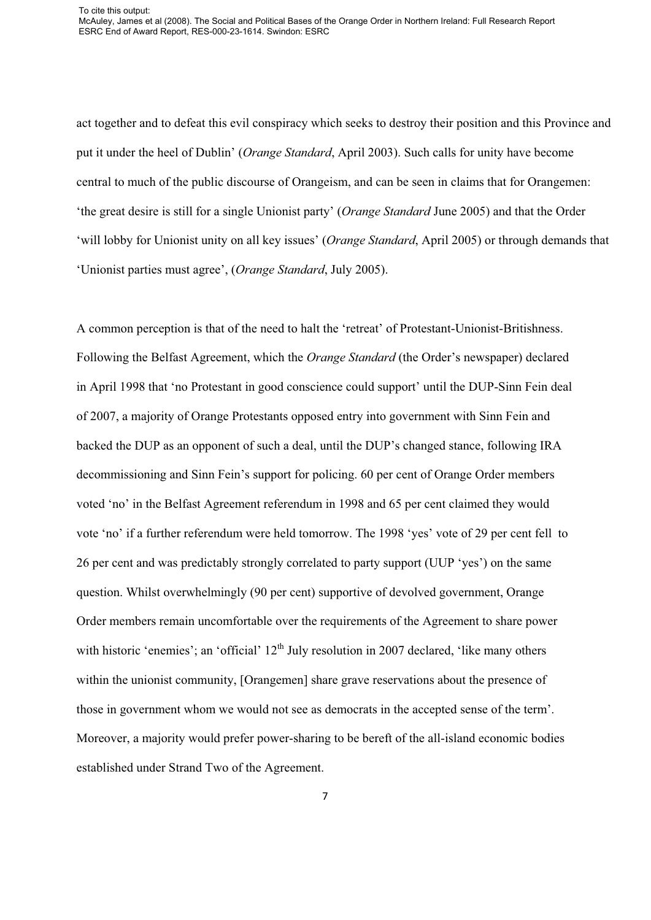act together and to defeat this evil conspiracy which seeks to destroy their position and this Province and put it under the heel of Dublin' (*Orange Standard*, April 2003). Such calls for unity have become central to much of the public discourse of Orangeism, and can be seen in claims that for Orangemen: 'the great desire is still for a single Unionist party' (*Orange Standard* June 2005) and that the Order 'will lobby for Unionist unity on all key issues' (*Orange Standard*, April 2005) or through demands that 'Unionist parties must agree', (*Orange Standard*, July 2005).

A common perception is that of the need to halt the 'retreat' of Protestant-Unionist-Britishness. Following the Belfast Agreement, which the *Orange Standard* (the Order's newspaper) declared in April 1998 that 'no Protestant in good conscience could support' until the DUP-Sinn Fein deal of 2007, a majority of Orange Protestants opposed entry into government with Sinn Fein and backed the DUP as an opponent of such a deal, until the DUP's changed stance, following IRA decommissioning and Sinn Fein's support for policing. 60 per cent of Orange Order members voted 'no' in the Belfast Agreement referendum in 1998 and 65 per cent claimed they would vote 'no' if a further referendum were held tomorrow. The 1998 'yes' vote of 29 per cent fell to 26 per cent and was predictably strongly correlated to party support (UUP 'yes') on the same question. Whilst overwhelmingly (90 per cent) supportive of devolved government, Orange Order members remain uncomfortable over the requirements of the Agreement to share power with historic 'enemies'; an 'official' 12th July resolution in 2007 declared, 'like many others within the unionist community, [Orangemen] share grave reservations about the presence of those in government whom we would not see as democrats in the accepted sense of the term'. Moreover, a majority would prefer power-sharing to be bereft of the all-island economic bodies established under Strand Two of the Agreement.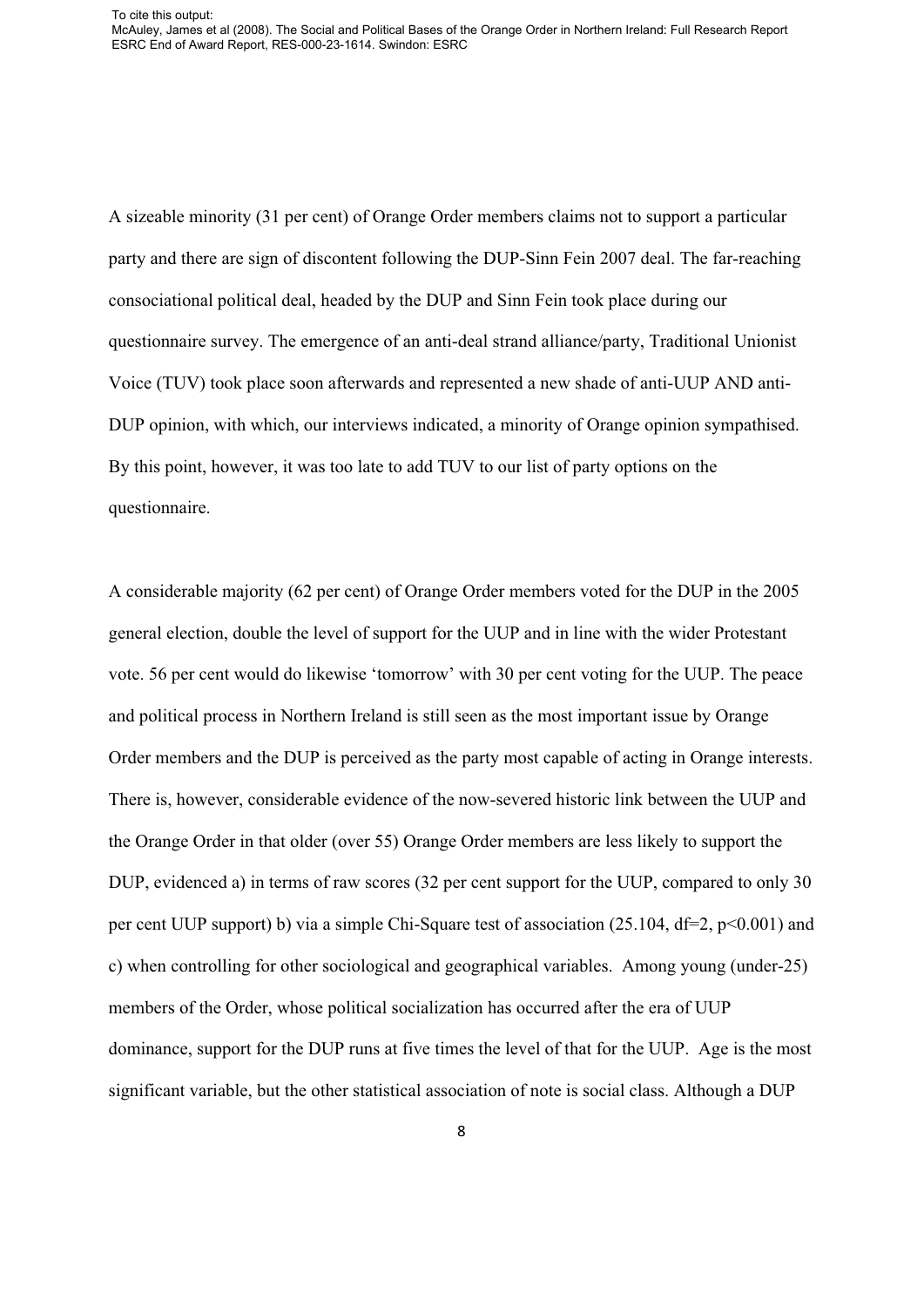A sizeable minority (31 per cent) of Orange Order members claims not to support a particular party and there are sign of discontent following the DUP-Sinn Fein 2007 deal. The far-reaching consociational political deal, headed by the DUP and Sinn Fein took place during our questionnaire survey. The emergence of an anti-deal strand alliance/party, Traditional Unionist Voice (TUV) took place soon afterwards and represented a new shade of anti-UUP AND anti-DUP opinion, with which, our interviews indicated, a minority of Orange opinion sympathised. By this point, however, it was too late to add TUV to our list of party options on the questionnaire.

A considerable majority (62 per cent) of Orange Order members voted for the DUP in the 2005 general election, double the level of support for the UUP and in line with the wider Protestant vote. 56 per cent would do likewise 'tomorrow' with 30 per cent voting for the UUP. The peace and political process in Northern Ireland is still seen as the most important issue by Orange Order members and the DUP is perceived as the party most capable of acting in Orange interests. There is, however, considerable evidence of the now-severed historic link between the UUP and the Orange Order in that older (over 55) Orange Order members are less likely to support the DUP, evidenced a) in terms of raw scores (32 per cent support for the UUP, compared to only 30 per cent UUP support) b) via a simple Chi-Square test of association (25.104, df=2, $p<0.001$) and c) when controlling for other sociological and geographical variables. Among young (under-25) members of the Order, whose political socialization has occurred after the era of UUP dominance, support for the DUP runs at five times the level of that for the UUP. Age is the most significant variable, but the other statistical association of note is social class. Although a DUP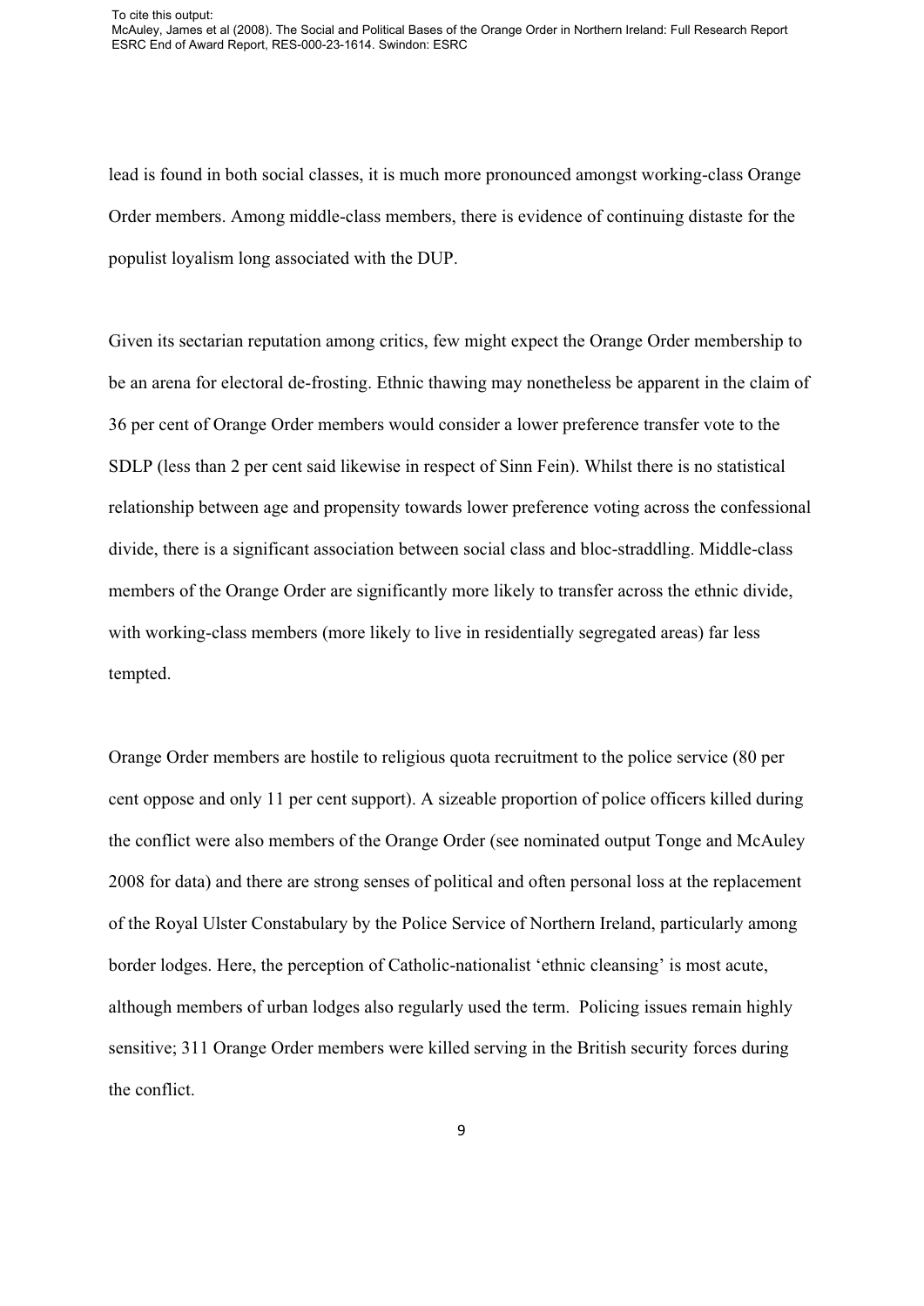lead is found in both social classes, it is much more pronounced amongst working-class Orange Order members. Among middle-class members, there is evidence of continuing distaste for the populist loyalism long associated with the DUP.

Given its sectarian reputation among critics, few might expect the Orange Order membership to be an arena for electoral de-frosting. Ethnic thawing may nonetheless be apparent in the claim of 36 per cent of Orange Order members would consider a lower preference transfer vote to the SDLP (less than 2 per cent said likewise in respect of Sinn Fein). Whilst there is no statistical relationship between age and propensity towards lower preference voting across the confessional divide, there is a significant association between social class and bloc-straddling. Middle-class members of the Orange Order are significantly more likely to transfer across the ethnic divide, with working-class members (more likely to live in residentially segregated areas) far less tempted.

Orange Order members are hostile to religious quota recruitment to the police service (80 per cent oppose and only 11 per cent support). A sizeable proportion of police officers killed during the conflict were also members of the Orange Order (see nominated output Tonge and McAuley 2008 for data) and there are strong senses of political and often personal loss at the replacement of the Royal Ulster Constabulary by the Police Service of Northern Ireland, particularly among border lodges. Here, the perception of Catholic-nationalist 'ethnic cleansing' is most acute, although members of urban lodges also regularly used the term. Policing issues remain highly sensitive; 311 Orange Order members were killed serving in the British security forces during the conflict.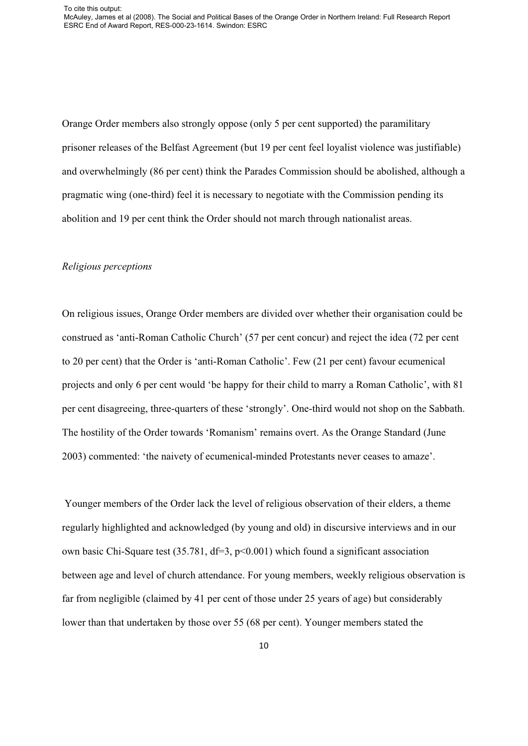Orange Order members also strongly oppose (only 5 per cent supported) the paramilitary prisoner releases of the Belfast Agreement (but 19 per cent feel loyalist violence was justifiable) and overwhelmingly (86 per cent) think the Parades Commission should be abolished, although a pragmatic wing (one-third) feel it is necessary to negotiate with the Commission pending its abolition and 19 per cent think the Order should not march through nationalist areas.

*Religious perceptions*

On religious issues, Orange Order members are divided over whether their organisation could be construed as 'anti-Roman Catholic Church' (57 per cent concur) and reject the idea (72 per cent to 20 per cent) that the Order is 'anti-Roman Catholic'. Few (21 per cent) favour ecumenical projects and only 6 per cent would 'be happy for their child to marry a Roman Catholic', with 81 per cent disagreeing, three-quarters of these 'strongly'. One-third would not shop on the Sabbath. The hostility of the Order towards 'Romanism' remains overt. As the Orange Standard (June 2003) commented: 'the naivety of ecumenical-minded Protestants never ceases to amaze'.

Younger members of the Order lack the level of religious observation of their elders, a theme regularly highlighted and acknowledged (by young and old) in discursive interviews and in our own basic Chi-Square test (35.781, df=3, $p<0.001$) which found a significant association between age and level of church attendance. For young members, weekly religious observation is far from negligible (claimed by 41 per cent of those under 25 years of age) but considerably lower than that undertaken by those over 55 (68 per cent). Younger members stated the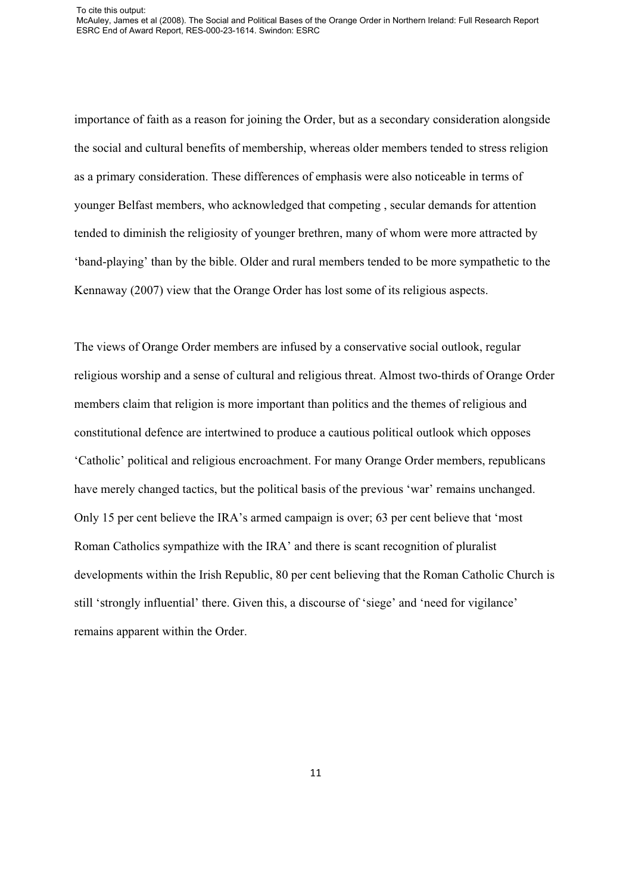importance of faith as a reason for joining the Order, but as a secondary consideration alongside the social and cultural benefits of membership, whereas older members tended to stress religion as a primary consideration. These differences of emphasis were also noticeable in terms of younger Belfast members, who acknowledged that competing , secular demands for attention tended to diminish the religiosity of younger brethren, many of whom were more attracted by 'band-playing' than by the bible. Older and rural members tended to be more sympathetic to the Kennaway (2007) view that the Orange Order has lost some of its religious aspects.

The views of Orange Order members are infused by a conservative social outlook, regular religious worship and a sense of cultural and religious threat. Almost two-thirds of Orange Order members claim that religion is more important than politics and the themes of religious and constitutional defence are intertwined to produce a cautious political outlook which opposes 'Catholic' political and religious encroachment. For many Orange Order members, republicans have merely changed tactics, but the political basis of the previous 'war' remains unchanged. Only 15 per cent believe the IRA's armed campaign is over; 63 per cent believe that 'most Roman Catholics sympathize with the IRA' and there is scant recognition of pluralist developments within the Irish Republic, 80 per cent believing that the Roman Catholic Church is still 'strongly influential' there. Given this, a discourse of 'siege' and 'need for vigilance' remains apparent within the Order.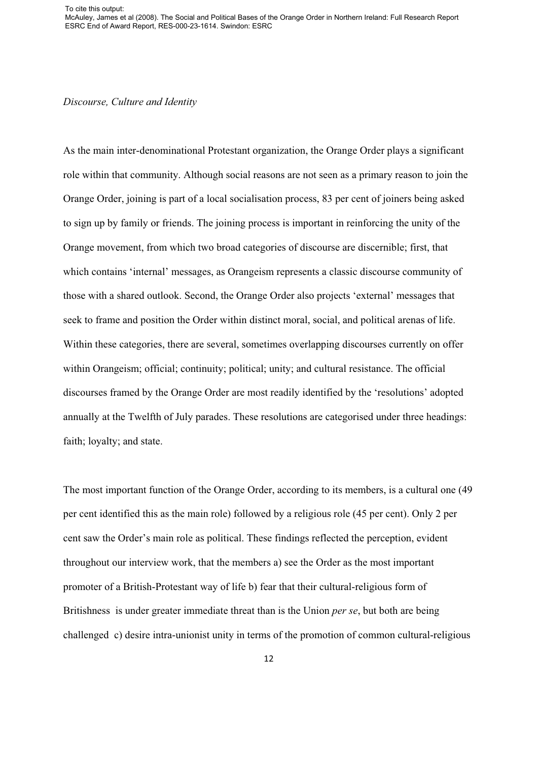*Discourse, Culture and Identity*

As the main inter-denominational Protestant organization, the Orange Order plays a significant role within that community. Although social reasons are not seen as a primary reason to join the Orange Order, joining is part of a local socialisation process, 83 per cent of joiners being asked to sign up by family or friends. The joining process is important in reinforcing the unity of the Orange movement, from which two broad categories of discourse are discernible; first, that which contains 'internal' messages, as Orangeism represents a classic discourse community of those with a shared outlook. Second, the Orange Order also projects 'external' messages that seek to frame and position the Order within distinct moral, social, and political arenas of life. Within these categories, there are several, sometimes overlapping discourses currently on offer within Orangeism; official; continuity; political; unity; and cultural resistance. The official discourses framed by the Orange Order are most readily identified by the 'resolutions' adopted annually at the Twelfth of July parades. These resolutions are categorised under three headings: faith; loyalty; and state.

The most important function of the Orange Order, according to its members, is a cultural one (49 per cent identified this as the main role) followed by a religious role (45 per cent). Only 2 per cent saw the Order's main role as political. These findings reflected the perception, evident throughout our interview work, that the members a) see the Order as the most important promoter of a British-Protestant way of life b) fear that their cultural-religious form of Britishness is under greater immediate threat than is the Union *per se*, but both are being challenged c) desire intra-unionist unity in terms of the promotion of common cultural-religious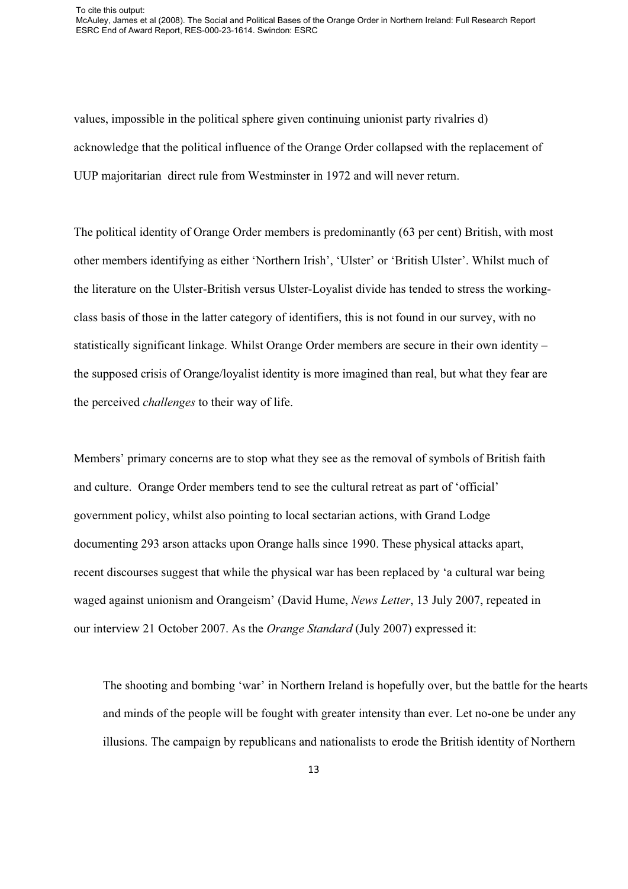values, impossible in the political sphere given continuing unionist party rivalries d) acknowledge that the political influence of the Orange Order collapsed with the replacement of UUP majoritarian direct rule from Westminster in 1972 and will never return.

The political identity of Orange Order members is predominantly (63 per cent) British, with most other members identifying as either 'Northern Irish', 'Ulster' or 'British Ulster'. Whilst much of the literature on the Ulster-British versus Ulster-Loyalist divide has tended to stress the working-class basis of those in the latter category of identifiers, this is not found in our survey, with no statistically significant linkage. Whilst Orange Order members are secure in their own identity – the supposed crisis of Orange/loyalist identity is more imagined than real, but what they fear are the perceived *challenges* to their way of life.

Members' primary concerns are to stop what they see as the removal of symbols of British faith and culture. Orange Order members tend to see the cultural retreat as part of 'official' government policy, whilst also pointing to local sectarian actions, with Grand Lodge documenting 293 arson attacks upon Orange halls since 1990. These physical attacks apart, recent discourses suggest that while the physical war has been replaced by 'a cultural war being waged against unionism and Orangeism' (David Hume, *News Letter*, 13 July 2007, repeated in our interview 21 October 2007. As the *Orange Standard* (July 2007) expressed it:

> The shooting and bombing 'war' in Northern Ireland is hopefully over, but the battle for the hearts and minds of the people will be fought with greater intensity than ever. Let no-one be under any illusions. The campaign by republicans and nationalists to erode the British identity of Northern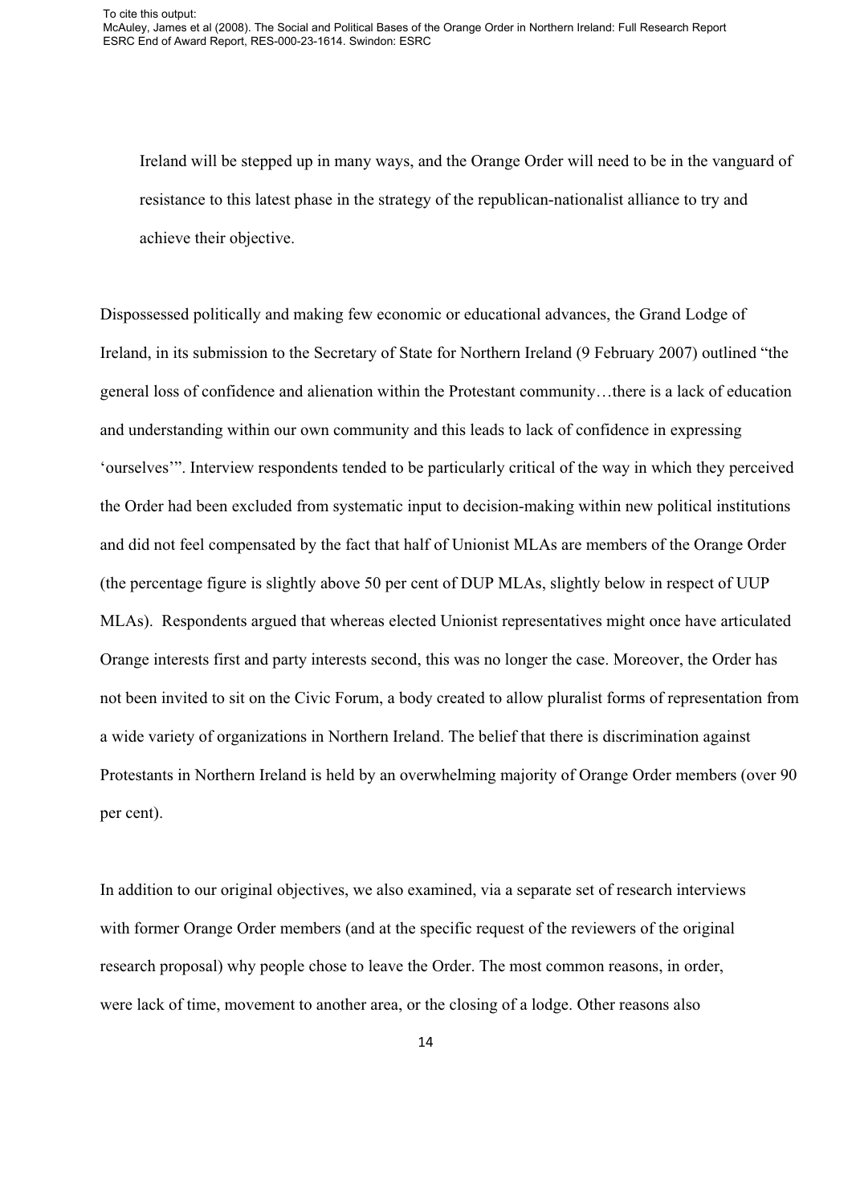> Ireland will be stepped up in many ways, and the Orange Order will need to be in the vanguard of resistance to this latest phase in the strategy of the republican-nationalist alliance to try and achieve their objective.

Dispossessed politically and making few economic or educational advances, the Grand Lodge of Ireland, in its submission to the Secretary of State for Northern Ireland (9 February 2007) outlined "the general loss of confidence and alienation within the Protestant community…there is a lack of education and understanding within our own community and this leads to lack of confidence in expressing 'ourselves'". Interview respondents tended to be particularly critical of the way in which they perceived the Order had been excluded from systematic input to decision-making within new political institutions and did not feel compensated by the fact that half of Unionist MLAs are members of the Orange Order (the percentage figure is slightly above 50 per cent of DUP MLAs, slightly below in respect of UUP MLAs). Respondents argued that whereas elected Unionist representatives might once have articulated Orange interests first and party interests second, this was no longer the case. Moreover, the Order has not been invited to sit on the Civic Forum, a body created to allow pluralist forms of representation from a wide variety of organizations in Northern Ireland. The belief that there is discrimination against Protestants in Northern Ireland is held by an overwhelming majority of Orange Order members (over 90 per cent).

In addition to our original objectives, we also examined, via a separate set of research interviews with former Orange Order members (and at the specific request of the reviewers of the original research proposal) why people chose to leave the Order. The most common reasons, in order, were lack of time, movement to another area, or the closing of a lodge. Other reasons also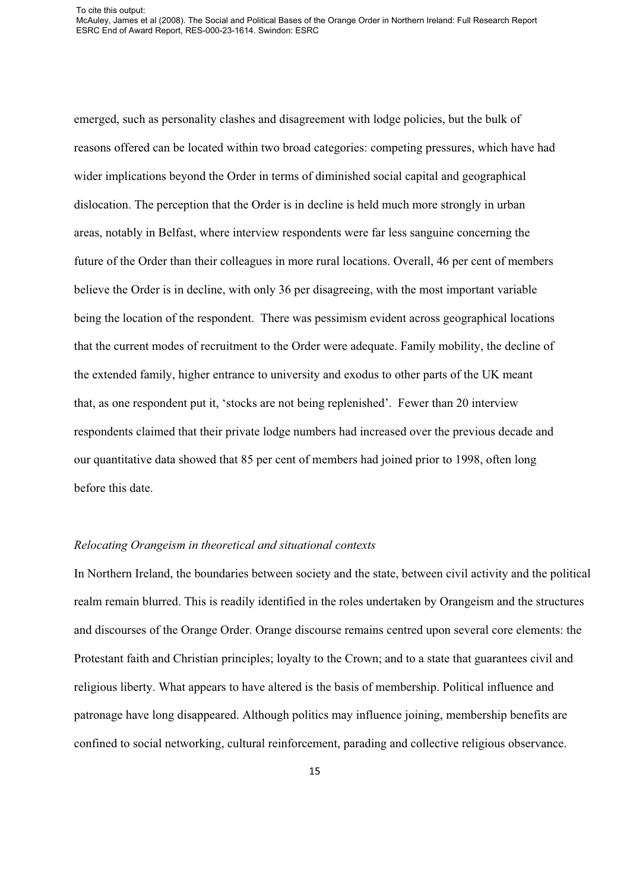emerged, such as personality clashes and disagreement with lodge policies, but the bulk of reasons offered can be located within two broad categories: competing pressures, which have had wider implications beyond the Order in terms of diminished social capital and geographical dislocation. The perception that the Order is in decline is held much more strongly in urban areas, notably in Belfast, where interview respondents were far less sanguine concerning the future of the Order than their colleagues in more rural locations. Overall, 46 per cent of members believe the Order is in decline, with only 36 per disagreeing, with the most important variable being the location of the respondent. There was pessimism evident across geographical locations that the current modes of recruitment to the Order were adequate. Family mobility, the decline of the extended family, higher entrance to university and exodus to other parts of the UK meant that, as one respondent put it, 'stocks are not being replenished'. Fewer than 20 interview respondents claimed that their private lodge numbers had increased over the previous decade and our quantitative data showed that 85 per cent of members had joined prior to 1998, often long before this date.

*Relocating Orangeism in theoretical and situational contexts*

In Northern Ireland, the boundaries between society and the state, between civil activity and the political realm remain blurred. This is readily identified in the roles undertaken by Orangeism and the structures and discourses of the Orange Order. Orange discourse remains centred upon several core elements: the Protestant faith and Christian principles; loyalty to the Crown; and to a state that guarantees civil and religious liberty. What appears to have altered is the basis of membership. Political influence and patronage have long disappeared. Although politics may influence joining, membership benefits are confined to social networking, cultural reinforcement, parading and collective religious observance.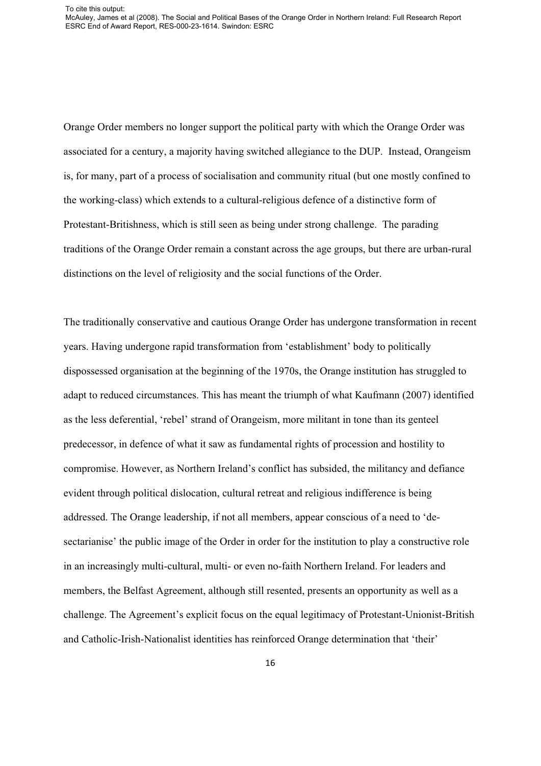Orange Order members no longer support the political party with which the Orange Order was associated for a century, a majority having switched allegiance to the DUP. Instead, Orangeism is, for many, part of a process of socialisation and community ritual (but one mostly confined to the working-class) which extends to a cultural-religious defence of a distinctive form of Protestant-Britishness, which is still seen as being under strong challenge. The parading traditions of the Orange Order remain a constant across the age groups, but there are urban-rural distinctions on the level of religiosity and the social functions of the Order.

The traditionally conservative and cautious Orange Order has undergone transformation in recent years. Having undergone rapid transformation from 'establishment' body to politically dispossessed organisation at the beginning of the 1970s, the Orange institution has struggled to adapt to reduced circumstances. This has meant the triumph of what Kaufmann (2007) identified as the less deferential, 'rebel' strand of Orangeism, more militant in tone than its genteel predecessor, in defence of what it saw as fundamental rights of procession and hostility to compromise. However, as Northern Ireland's conflict has subsided, the militancy and defiance evident through political dislocation, cultural retreat and religious indifference is being addressed. The Orange leadership, if not all members, appear conscious of a need to 'de-sectarianise' the public image of the Order in order for the institution to play a constructive role in an increasingly multi-cultural, multi- or even no-faith Northern Ireland. For leaders and members, the Belfast Agreement, although still resented, presents an opportunity as well as a challenge. The Agreement's explicit focus on the equal legitimacy of Protestant-Unionist-British and Catholic-Irish-Nationalist identities has reinforced Orange determination that 'their'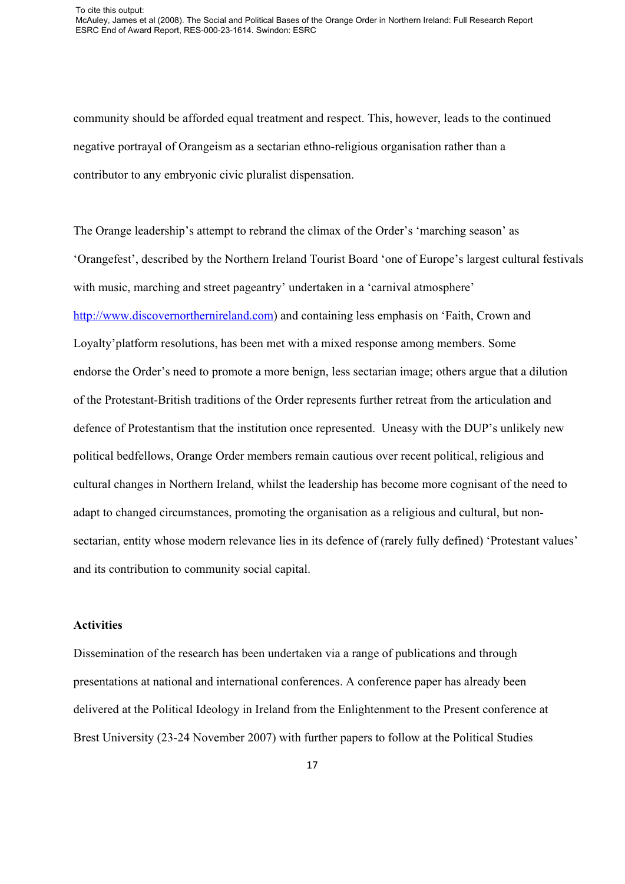community should be afforded equal treatment and respect. This, however, leads to the continued negative portrayal of Orangeism as a sectarian ethno-religious organisation rather than a contributor to any embryonic civic pluralist dispensation.

The Orange leadership's attempt to rebrand the climax of the Order's 'marching season' as 'Orangefest', described by the Northern Ireland Tourist Board 'one of Europe's largest cultural festivals with music, marching and street pageantry' undertaken in a 'carnival atmosphere' http://www.discovernorthernireland.com) and containing less emphasis on 'Faith, Crown and Loyalty'platform resolutions, has been met with a mixed response among members. Some endorse the Order's need to promote a more benign, less sectarian image; others argue that a dilution of the Protestant-British traditions of the Order represents further retreat from the articulation and defence of Protestantism that the institution once represented. Uneasy with the DUP's unlikely new political bedfellows, Orange Order members remain cautious over recent political, religious and cultural changes in Northern Ireland, whilst the leadership has become more cognisant of the need to adapt to changed circumstances, promoting the organisation as a religious and cultural, but non-sectarian, entity whose modern relevance lies in its defence of (rarely fully defined) 'Protestant values' and its contribution to community social capital.

**Activities**

Dissemination of the research has been undertaken via a range of publications and through presentations at national and international conferences. A conference paper has already been delivered at the Political Ideology in Ireland from the Enlightenment to the Present conference at Brest University (23-24 November 2007) with further papers to follow at the Political Studies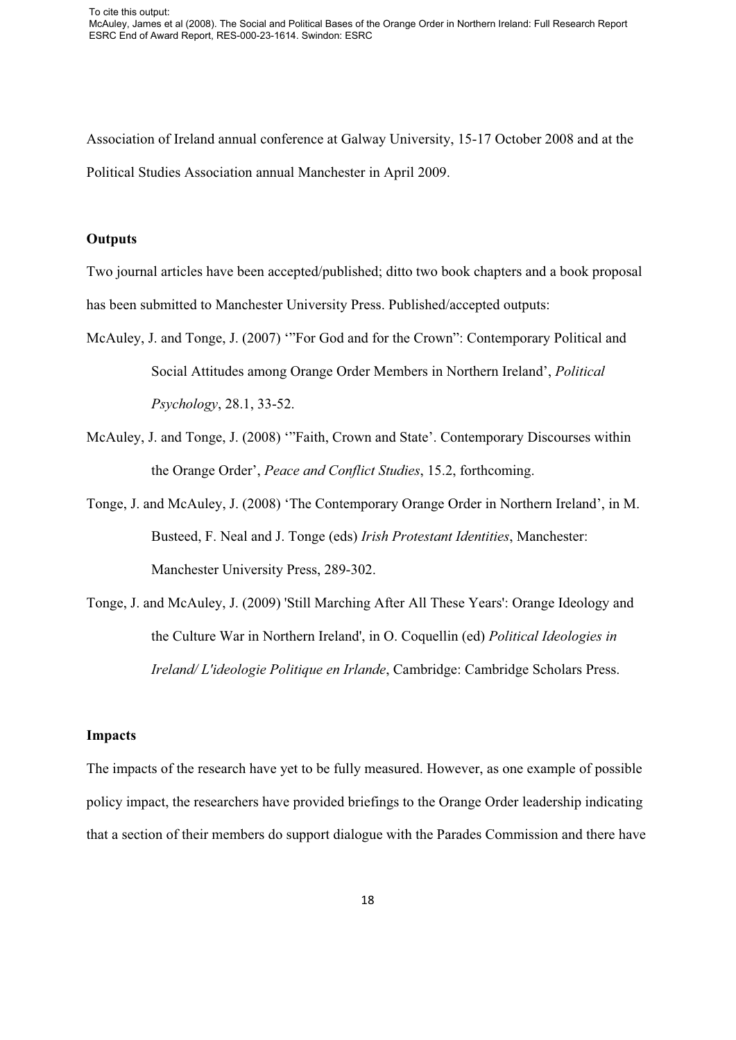Association of Ireland annual conference at Galway University, 15-17 October 2008 and at the Political Studies Association annual Manchester in April 2009.

**Outputs**

Two journal articles have been accepted/published; ditto two book chapters and a book proposal has been submitted to Manchester University Press. Published/accepted outputs:

McAuley, J. and Tonge, J. (2007) '"For God and for the Crown": Contemporary Political and Social Attitudes among Orange Order Members in Northern Ireland', *Political Psychology*, 28.1, 33-52.

McAuley, J. and Tonge, J. (2008) '"Faith, Crown and State'. Contemporary Discourses within the Orange Order', *Peace and Conflict Studies*, 15.2, forthcoming.

Tonge, J. and McAuley, J. (2008) 'The Contemporary Orange Order in Northern Ireland', in M. Busteed, F. Neal and J. Tonge (eds) *Irish Protestant Identities*, Manchester: Manchester University Press, 289-302.

Tonge, J. and McAuley, J. (2009) 'Still Marching After All These Years': Orange Ideology and the Culture War in Northern Ireland', in O. Coquellin (ed) *Political Ideologies in Ireland/ L'ideologie Politique en Irlande*, Cambridge: Cambridge Scholars Press.

**Impacts**

The impacts of the research have yet to be fully measured. However, as one example of possible policy impact, the researchers have provided briefings to the Orange Order leadership indicating that a section of their members do support dialogue with the Parades Commission and there have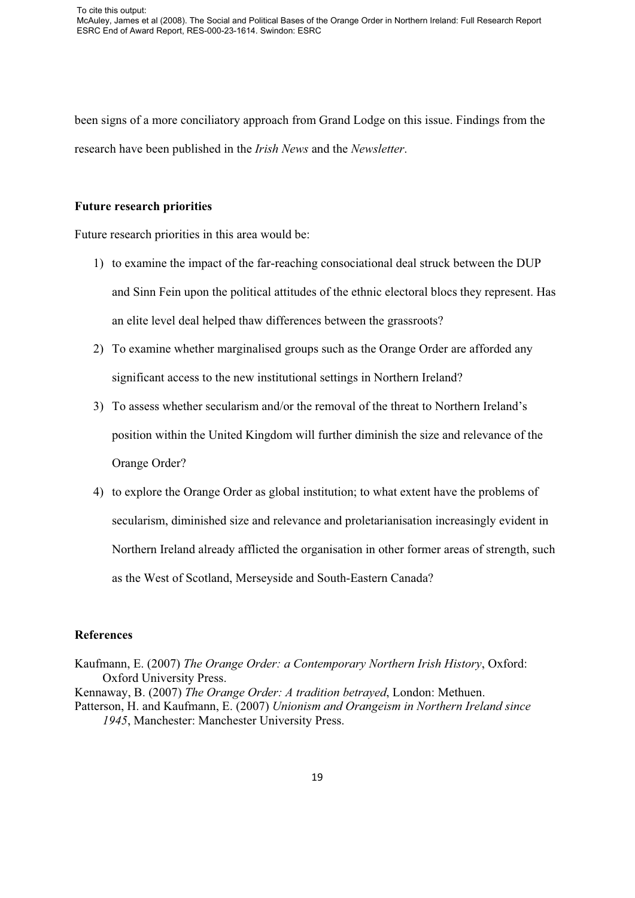been signs of a more conciliatory approach from Grand Lodge on this issue. Findings from the research have been published in the *Irish News* and the *Newsletter*.

**Future research priorities**

Future research priorities in this area would be:

1) to examine the impact of the far-reaching consociational deal struck between the DUP and Sinn Fein upon the political attitudes of the ethnic electoral blocs they represent. Has an elite level deal helped thaw differences between the grassroots?
2) To examine whether marginalised groups such as the Orange Order are afforded any significant access to the new institutional settings in Northern Ireland?
3) To assess whether secularism and/or the removal of the threat to Northern Ireland's position within the United Kingdom will further diminish the size and relevance of the Orange Order?
4) to explore the Orange Order as global institution; to what extent have the problems of secularism, diminished size and relevance and proletarianisation increasingly evident in Northern Ireland already afflicted the organisation in other former areas of strength, such as the West of Scotland, Merseyside and South-Eastern Canada?

**References**

Kaufmann, E. (2007) *The Orange Order: a Contemporary Northern Irish History*, Oxford: Oxford University Press.

Kennaway, B. (2007) *The Orange Order: A tradition betrayed*, London: Methuen.

Patterson, H. and Kaufmann, E. (2007) *Unionism and Orangeism in Northern Ireland since 1945*, Manchester: Manchester University Press.